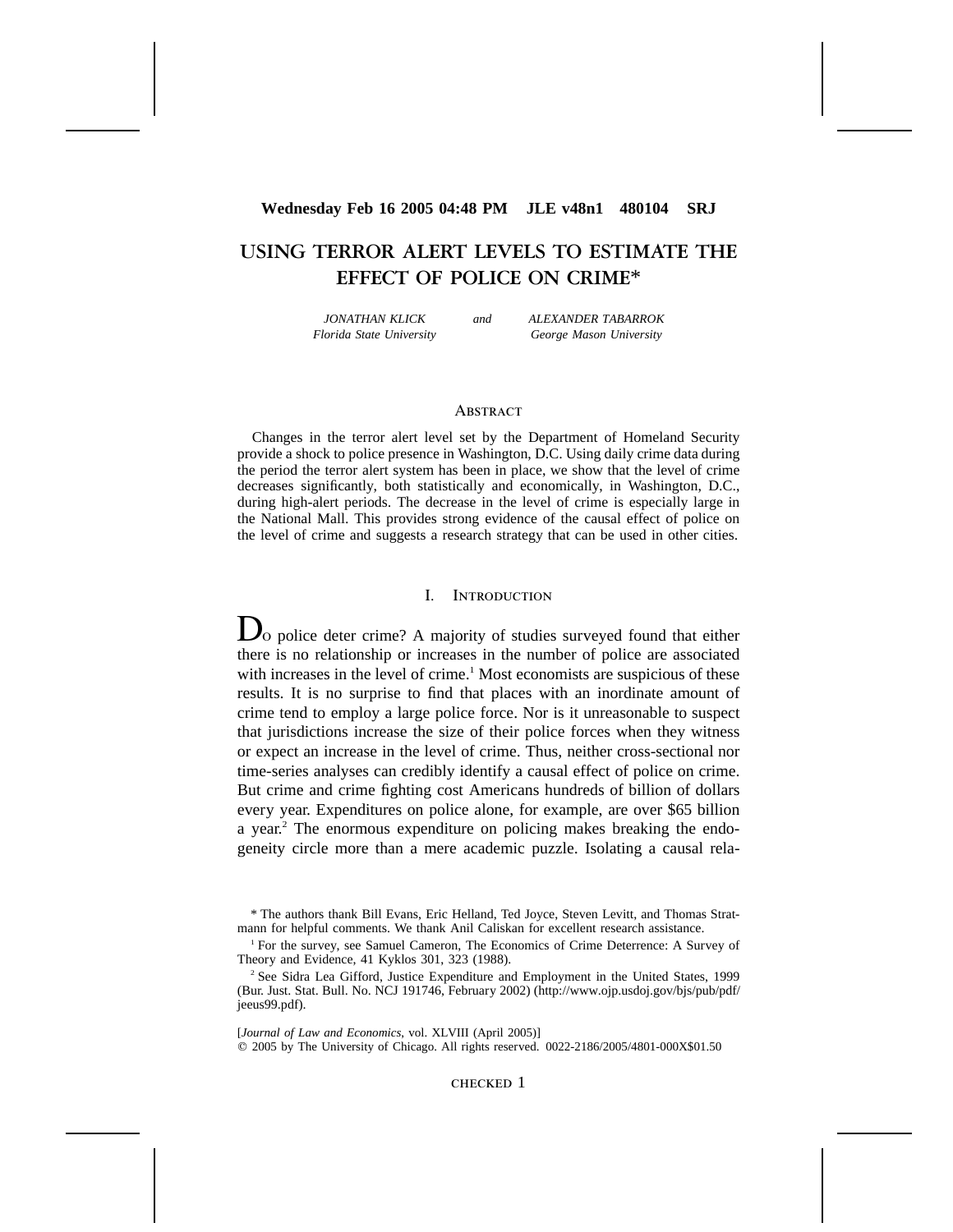# USING TERROR ALERT LEVELS TO ESTIMATE THE EFFECT OF POLICE ON CRIME*

*JONATHAN KLICK* — *Florida State University*

and

*ALEXANDER TABARROK* — *George Mason University*

## Abstract

Changes in the terror alert level set by the Department of Homeland Security provide a shock to police presence in Washington, D.C. Using daily crime data during the period the terror alert system has been in place, we show that the level of crime decreases significantly, both statistically and economically, in Washington, D.C., during high-alert periods. The decrease in the level of crime is especially large in the National Mall. This provides strong evidence of the causal effect of police on the level of crime and suggests a research strategy that can be used in other cities.

## I. Introduction

Do police deter crime? A majority of studies surveyed found that either there is no relationship or increases in the number of police are associated with increases in the level of crime.[1] Most economists are suspicious of these results. It is no surprise to find that places with an inordinate amount of crime tend to employ a large police force. Nor is it unreasonable to suspect that jurisdictions increase the size of their police forces when they witness or expect an increase in the level of crime. Thus, neither cross-sectional nor time-series analyses can credibly identify a causal effect of police on crime. But crime and crime fighting cost Americans hundreds of billion of dollars every year. Expenditures on police alone, for example, are over $65 billion a year.[2] The enormous expenditure on policing makes breaking the endogeneity circle more than a mere academic puzzle. Isolating a causal rela-

\* The authors thank Bill Evans, Eric Helland, Ted Joyce, Steven Levitt, and Thomas Stratmann for helpful comments. We thank Anil Caliskan for excellent research assistance.

[1] For the survey, see Samuel Cameron, The Economics of Crime Deterrence: A Survey of Theory and Evidence, 41 Kyklos 301, 323 (1988).

[2] See Sidra Lea Gifford, Justice Expenditure and Employment in the United States, 1999 (Bur. Just. Stat. Bull. No. NCJ 191746, February 2002) (http://www.ojp.usdoj.gov/bjs/pub/pdf/jeeus99.pdf).

[*Journal of Law and Economics*, vol. XLVIII (April 2005)]
© 2005 by The University of Chicago. All rights reserved. 0022-2186/2005/4801-000X$01.50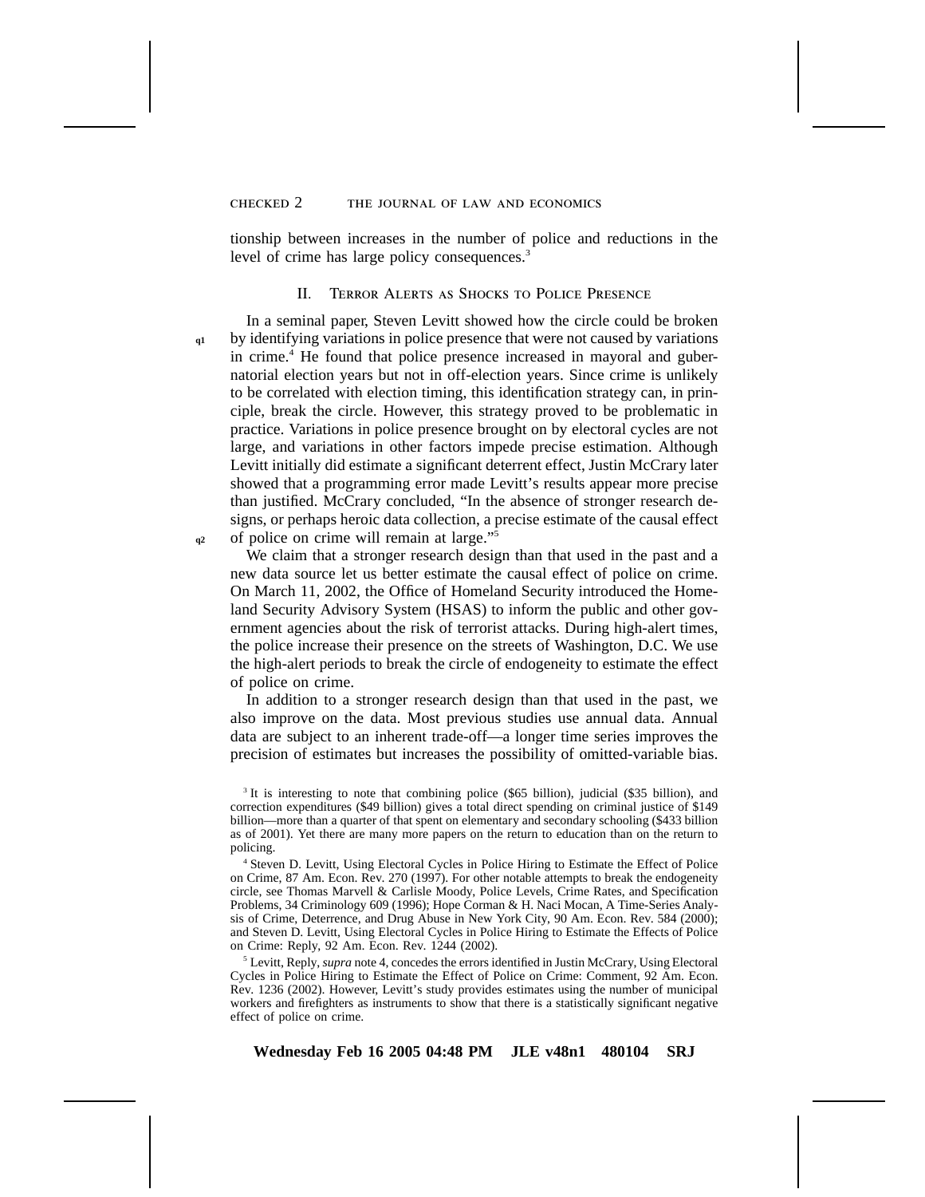tionship between increases in the number of police and reductions in the level of crime has large policy consequences.[3]

## II. Terror Alerts as Shocks to Police Presence

In a seminal paper, Steven Levitt showed how the circle could be broken by identifying variations in police presence that were not caused by variations in crime.[4] He found that police presence increased in mayoral and gubernatorial election years but not in off-election years. Since crime is unlikely to be correlated with election timing, this identification strategy can, in principle, break the circle. However, this strategy proved to be problematic in practice. Variations in police presence brought on by electoral cycles are not large, and variations in other factors impede precise estimation. Although Levitt initially did estimate a significant deterrent effect, Justin McCrary later showed that a programming error made Levitt's results appear more precise than justified. McCrary concluded, "In the absence of stronger research designs, or perhaps heroic data collection, a precise estimate of the causal effect of police on crime will remain at large."[5]

We claim that a stronger research design than that used in the past and a new data source let us better estimate the causal effect of police on crime. On March 11, 2002, the Office of Homeland Security introduced the Homeland Security Advisory System (HSAS) to inform the public and other government agencies about the risk of terrorist attacks. During high-alert times, the police increase their presence on the streets of Washington, D.C. We use the high-alert periods to break the circle of endogeneity to estimate the effect of police on crime.

In addition to a stronger research design than that used in the past, we also improve on the data. Most previous studies use annual data. Annual data are subject to an inherent trade-off—a longer time series improves the precision of estimates but increases the possibility of omitted-variable bias.

[3] It is interesting to note that combining police ($65 billion), judicial ($35 billion), and correction expenditures ($49 billion) gives a total direct spending on criminal justice of $149 billion—more than a quarter of that spent on elementary and secondary schooling ($433 billion as of 2001). Yet there are many more papers on the return to education than on the return to policing.

[4] Steven D. Levitt, Using Electoral Cycles in Police Hiring to Estimate the Effect of Police on Crime, 87 Am. Econ. Rev. 270 (1997). For other notable attempts to break the endogeneity circle, see Thomas Marvell & Carlisle Moody, Police Levels, Crime Rates, and Specification Problems, 34 Criminology 609 (1996); Hope Corman & H. Naci Mocan, A Time-Series Analysis of Crime, Deterrence, and Drug Abuse in New York City, 90 Am. Econ. Rev. 584 (2000); and Steven D. Levitt, Using Electoral Cycles in Police Hiring to Estimate the Effects of Police on Crime: Reply, 92 Am. Econ. Rev. 1244 (2002).

[5] Levitt, Reply, *supra* note 4, concedes the errors identified in Justin McCrary, Using Electoral Cycles in Police Hiring to Estimate the Effect of Police on Crime: Comment, 92 Am. Econ. Rev. 1236 (2002). However, Levitt's study provides estimates using the number of municipal workers and firefighters as instruments to show that there is a statistically significant negative effect of police on crime.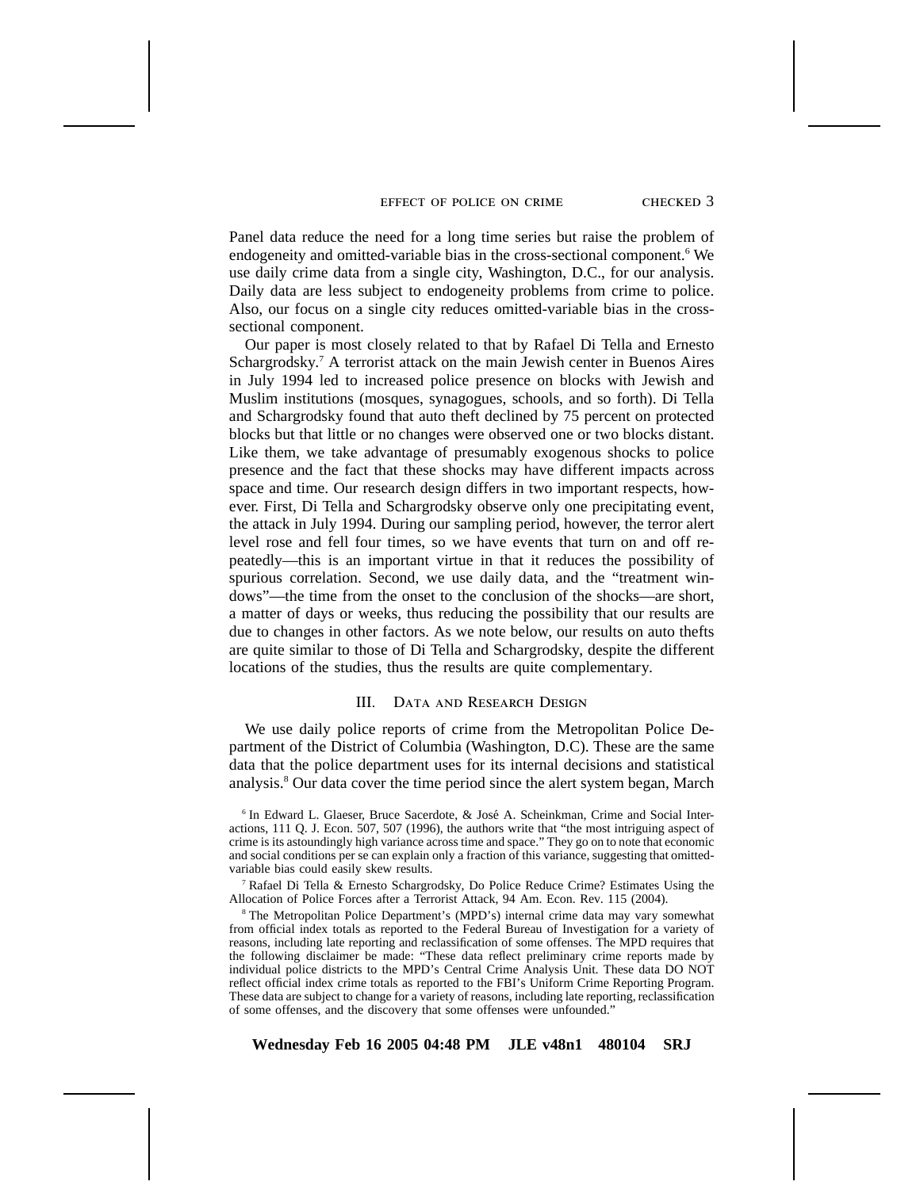Panel data reduce the need for a long time series but raise the problem of endogeneity and omitted-variable bias in the cross-sectional component.[6] We use daily crime data from a single city, Washington, D.C., for our analysis. Daily data are less subject to endogeneity problems from crime to police. Also, our focus on a single city reduces omitted-variable bias in the cross-sectional component.

Our paper is most closely related to that by Rafael Di Tella and Ernesto Schargrodsky.[7] A terrorist attack on the main Jewish center in Buenos Aires in July 1994 led to increased police presence on blocks with Jewish and Muslim institutions (mosques, synagogues, schools, and so forth). Di Tella and Schargrodsky found that auto theft declined by 75 percent on protected blocks but that little or no changes were observed one or two blocks distant. Like them, we take advantage of presumably exogenous shocks to police presence and the fact that these shocks may have different impacts across space and time. Our research design differs in two important respects, however. First, Di Tella and Schargrodsky observe only one precipitating event, the attack in July 1994. During our sampling period, however, the terror alert level rose and fell four times, so we have events that turn on and off repeatedly—this is an important virtue in that it reduces the possibility of spurious correlation. Second, we use daily data, and the "treatment windows"—the time from the onset to the conclusion of the shocks—are short, a matter of days or weeks, thus reducing the possibility that our results are due to changes in other factors. As we note below, our results on auto thefts are quite similar to those of Di Tella and Schargrodsky, despite the different locations of the studies, thus the results are quite complementary.

## III. Data and Research Design

We use daily police reports of crime from the Metropolitan Police Department of the District of Columbia (Washington, D.C). These are the same data that the police department uses for its internal decisions and statistical analysis.[8] Our data cover the time period since the alert system began, March

[6] In Edward L. Glaeser, Bruce Sacerdote, & José A. Scheinkman, Crime and Social Interactions, 111 Q. J. Econ. 507, 507 (1996), the authors write that "the most intriguing aspect of crime is its astoundingly high variance across time and space." They go on to note that economic and social conditions per se can explain only a fraction of this variance, suggesting that omitted-variable bias could easily skew results.

[7] Rafael Di Tella & Ernesto Schargrodsky, Do Police Reduce Crime? Estimates Using the Allocation of Police Forces after a Terrorist Attack, 94 Am. Econ. Rev. 115 (2004).

[8] The Metropolitan Police Department's (MPD's) internal crime data may vary somewhat from official index totals as reported to the Federal Bureau of Investigation for a variety of reasons, including late reporting and reclassification of some offenses. The MPD requires that the following disclaimer be made: "These data reflect preliminary crime reports made by individual police districts to the MPD's Central Crime Analysis Unit. These data DO NOT reflect official index crime totals as reported to the FBI's Uniform Crime Reporting Program. These data are subject to change for a variety of reasons, including late reporting, reclassification of some offenses, and the discovery that some offenses were unfounded."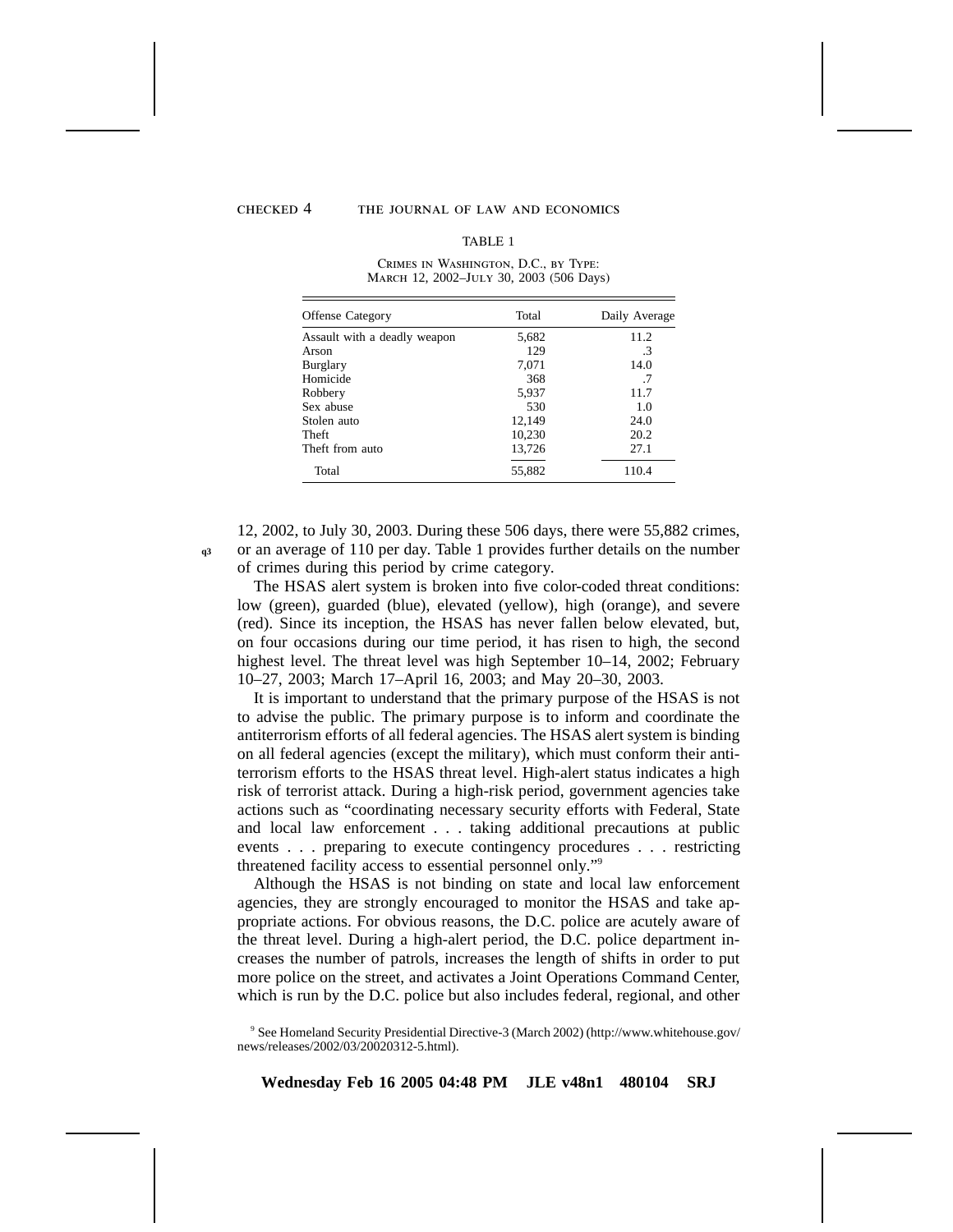TABLE 1

Crimes in Washington, D.C., by Type: March 12, 2002–July 30, 2003 (506 Days)

| Offense Category | Total | Daily Average |
|---|---|---|
| Assault with a deadly weapon | 5,682 | 11.2 |
| Arson | 129 | .3 |
| Burglary | 7,071 | 14.0 |
| Homicide | 368 | .7 |
| Robbery | 5,937 | 11.7 |
| Sex abuse | 530 | 1.0 |
| Stolen auto | 12,149 | 24.0 |
| Theft | 10,230 | 20.2 |
| Theft from auto | 13,726 | 27.1 |
| Total | 55,882 | 110.4 |

12, 2002, to July 30, 2003. During these 506 days, there were 55,882 crimes, or an average of 110 per day. Table 1 provides further details on the number of crimes during this period by crime category.

The HSAS alert system is broken into five color-coded threat conditions: low (green), guarded (blue), elevated (yellow), high (orange), and severe (red). Since its inception, the HSAS has never fallen below elevated, but, on four occasions during our time period, it has risen to high, the second highest level. The threat level was high September 10–14, 2002; February 10–27, 2003; March 17–April 16, 2003; and May 20–30, 2003.

It is important to understand that the primary purpose of the HSAS is not to advise the public. The primary purpose is to inform and coordinate the antiterrorism efforts of all federal agencies. The HSAS alert system is binding on all federal agencies (except the military), which must conform their antiterrorism efforts to the HSAS threat level. High-alert status indicates a high risk of terrorist attack. During a high-risk period, government agencies take actions such as "coordinating necessary security efforts with Federal, State and local law enforcement . . . taking additional precautions at public events . . . preparing to execute contingency procedures . . . restricting threatened facility access to essential personnel only."[9]

Although the HSAS is not binding on state and local law enforcement agencies, they are strongly encouraged to monitor the HSAS and take appropriate actions. For obvious reasons, the D.C. police are acutely aware of the threat level. During a high-alert period, the D.C. police department increases the number of patrols, increases the length of shifts in order to put more police on the street, and activates a Joint Operations Command Center, which is run by the D.C. police but also includes federal, regional, and other

[9] See Homeland Security Presidential Directive-3 (March 2002) (http://www.whitehouse.gov/news/releases/2002/03/20020312-5.html).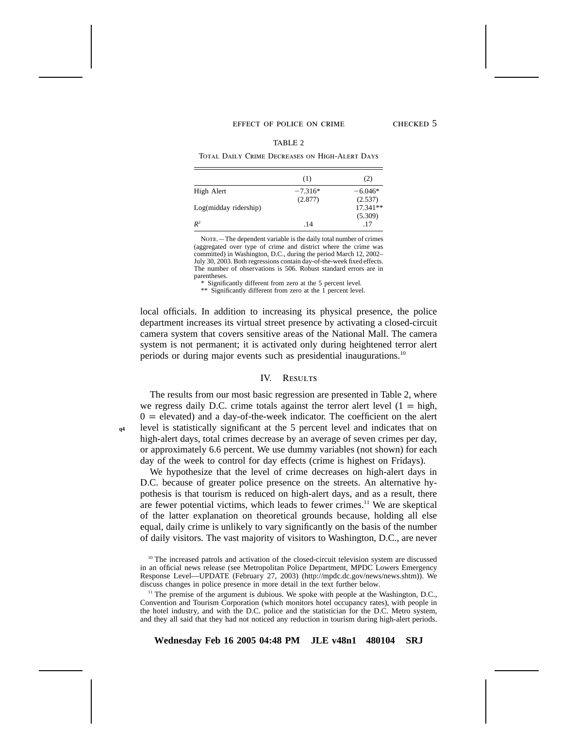TABLE 2

Total Daily Crime Decreases on High-Alert Days

| | (1) | (2) |
|---|---|---|
| High Alert | −7.316* | −6.046* |
| | (2.877) | (2.537) |
| Log(midday ridership) | | 17.341** |
| | | (5.309) |
| $R^2$ | .14 | .17 |

Note.—The dependent variable is the daily total number of crimes (aggregated over type of crime and district where the crime was committed) in Washington, D.C., during the period March 12, 2002–July 30, 2003. Both regressions contain day-of-the-week fixed effects. The number of observations is 506. Robust standard errors are in parentheses.

\* Significantly different from zero at the 5 percent level.

\*\* Significantly different from zero at the 1 percent level.

local officials. In addition to increasing its physical presence, the police department increases its virtual street presence by activating a closed-circuit camera system that covers sensitive areas of the National Mall. The camera system is not permanent; it is activated only during heightened terror alert periods or during major events such as presidential inaugurations.[10]

## IV. Results

The results from our most basic regression are presented in Table 2, where we regress daily D.C. crime totals against the terror alert level (1 = high, 0 = elevated) and a day-of-the-week indicator. The coefficient on the alert level is statistically significant at the 5 percent level and indicates that on high-alert days, total crimes decrease by an average of seven crimes per day, or approximately 6.6 percent. We use dummy variables (not shown) for each day of the week to control for day effects (crime is highest on Fridays).

We hypothesize that the level of crime decreases on high-alert days in D.C. because of greater police presence on the streets. An alternative hypothesis is that tourism is reduced on high-alert days, and as a result, there are fewer potential victims, which leads to fewer crimes.[11] We are skeptical of the latter explanation on theoretical grounds because, holding all else equal, daily crime is unlikely to vary significantly on the basis of the number of daily visitors. The vast majority of visitors to Washington, D.C., are never

[10] The increased patrols and activation of the closed-circuit television system are discussed in an official news release (see Metropolitan Police Department, MPDC Lowers Emergency Response Level—UPDATE (February 27, 2003) (http://mpdc.dc.gov/news/news.shtm)). We discuss changes in police presence in more detail in the text further below.

[11] The premise of the argument is dubious. We spoke with people at the Washington, D.C., Convention and Tourism Corporation (which monitors hotel occupancy rates), with people in the hotel industry, and with the D.C. police and the statistician for the D.C. Metro system, and they all said that they had not noticed any reduction in tourism during high-alert periods.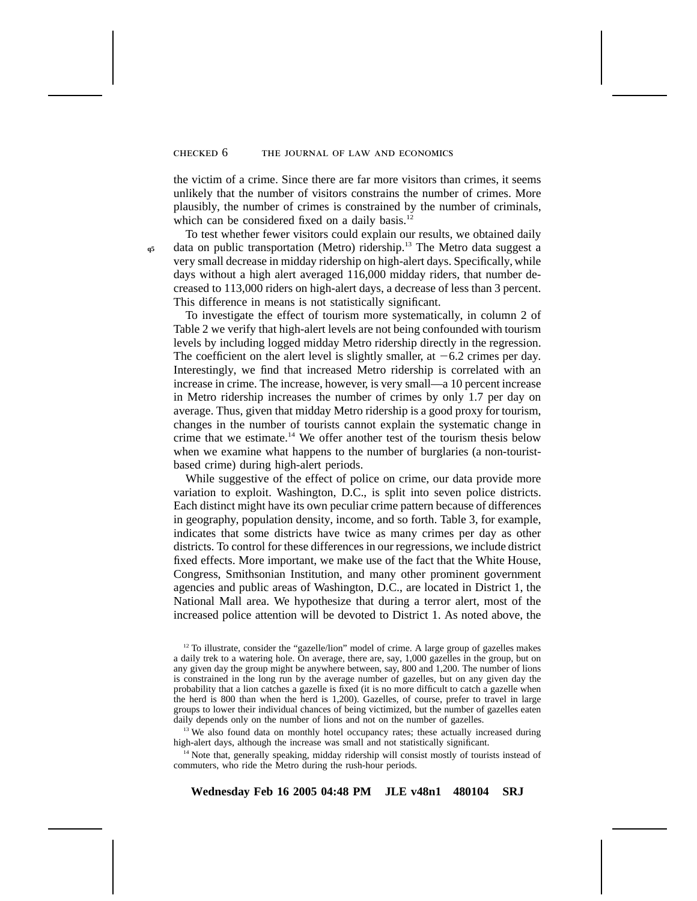the victim of a crime. Since there are far more visitors than crimes, it seems unlikely that the number of visitors constrains the number of crimes. More plausibly, the number of crimes is constrained by the number of criminals, which can be considered fixed on a daily basis.[12]

To test whether fewer visitors could explain our results, we obtained daily data on public transportation (Metro) ridership.[13] The Metro data suggest a very small decrease in midday ridership on high-alert days. Specifically, while days without a high alert averaged 116,000 midday riders, that number decreased to 113,000 riders on high-alert days, a decrease of less than 3 percent. This difference in means is not statistically significant.

To investigate the effect of tourism more systematically, in column 2 of Table 2 we verify that high-alert levels are not being confounded with tourism levels by including logged midday Metro ridership directly in the regression. The coefficient on the alert level is slightly smaller, at −6.2 crimes per day. Interestingly, we find that increased Metro ridership is correlated with an increase in crime. The increase, however, is very small—a 10 percent increase in Metro ridership increases the number of crimes by only 1.7 per day on average. Thus, given that midday Metro ridership is a good proxy for tourism, changes in the number of tourists cannot explain the systematic change in crime that we estimate.[14] We offer another test of the tourism thesis below when we examine what happens to the number of burglaries (a non-tourist-based crime) during high-alert periods.

While suggestive of the effect of police on crime, our data provide more variation to exploit. Washington, D.C., is split into seven police districts. Each distinct might have its own peculiar crime pattern because of differences in geography, population density, income, and so forth. Table 3, for example, indicates that some districts have twice as many crimes per day as other districts. To control for these differences in our regressions, we include district fixed effects. More important, we make use of the fact that the White House, Congress, Smithsonian Institution, and many other prominent government agencies and public areas of Washington, D.C., are located in District 1, the National Mall area. We hypothesize that during a terror alert, most of the increased police attention will be devoted to District 1. As noted above, the

[12] To illustrate, consider the "gazelle/lion" model of crime. A large group of gazelles makes a daily trek to a watering hole. On average, there are, say, 1,000 gazelles in the group, but on any given day the group might be anywhere between, say, 800 and 1,200. The number of lions is constrained in the long run by the average number of gazelles, but on any given day the probability that a lion catches a gazelle is fixed (it is no more difficult to catch a gazelle when the herd is 800 than when the herd is 1,200). Gazelles, of course, prefer to travel in large groups to lower their individual chances of being victimized, but the number of gazelles eaten daily depends only on the number of lions and not on the number of gazelles.

[13] We also found data on monthly hotel occupancy rates; these actually increased during high-alert days, although the increase was small and not statistically significant.

[14] Note that, generally speaking, midday ridership will consist mostly of tourists instead of commuters, who ride the Metro during the rush-hour periods.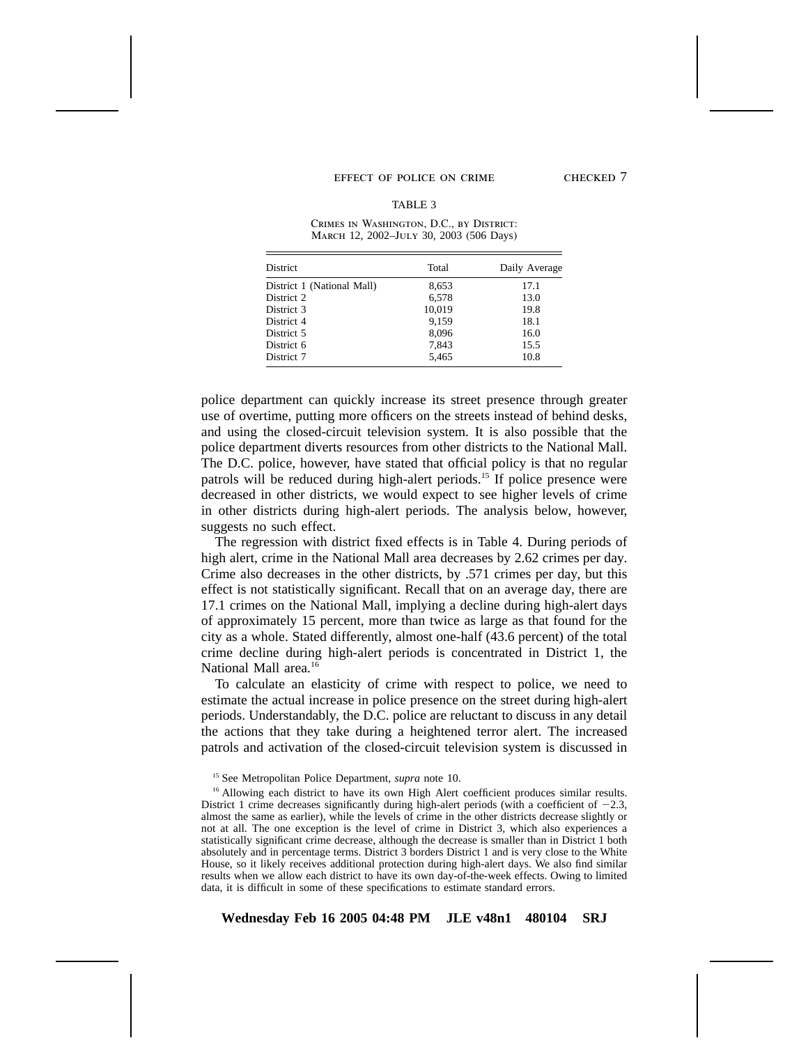TABLE 3

Crimes in Washington, D.C., by District: March 12, 2002–July 30, 2003 (506 Days)

| District | Total | Daily Average |
|---|---|---|
| District 1 (National Mall) | 8,653 | 17.1 |
| District 2 | 6,578 | 13.0 |
| District 3 | 10,019 | 19.8 |
| District 4 | 9,159 | 18.1 |
| District 5 | 8,096 | 16.0 |
| District 6 | 7,843 | 15.5 |
| District 7 | 5,465 | 10.8 |

police department can quickly increase its street presence through greater use of overtime, putting more officers on the streets instead of behind desks, and using the closed-circuit television system. It is also possible that the police department diverts resources from other districts to the National Mall. The D.C. police, however, have stated that official policy is that no regular patrols will be reduced during high-alert periods.[15] If police presence were decreased in other districts, we would expect to see higher levels of crime in other districts during high-alert periods. The analysis below, however, suggests no such effect.

The regression with district fixed effects is in Table 4. During periods of high alert, crime in the National Mall area decreases by 2.62 crimes per day. Crime also decreases in the other districts, by .571 crimes per day, but this effect is not statistically significant. Recall that on an average day, there are 17.1 crimes on the National Mall, implying a decline during high-alert days of approximately 15 percent, more than twice as large as that found for the city as a whole. Stated differently, almost one-half (43.6 percent) of the total crime decline during high-alert periods is concentrated in District 1, the National Mall area.[16]

To calculate an elasticity of crime with respect to police, we need to estimate the actual increase in police presence on the street during high-alert periods. Understandably, the D.C. police are reluctant to discuss in any detail the actions that they take during a heightened terror alert. The increased patrols and activation of the closed-circuit television system is discussed in

[15] See Metropolitan Police Department, *supra* note 10.

[16] Allowing each district to have its own High Alert coefficient produces similar results. District 1 crime decreases significantly during high-alert periods (with a coefficient of −2.3, almost the same as earlier), while the levels of crime in the other districts decrease slightly or not at all. The one exception is the level of crime in District 3, which also experiences a statistically significant crime decrease, although the decrease is smaller than in District 1 both absolutely and in percentage terms. District 3 borders District 1 and is very close to the White House, so it likely receives additional protection during high-alert days. We also find similar results when we allow each district to have its own day-of-the-week effects. Owing to limited data, it is difficult in some of these specifications to estimate standard errors.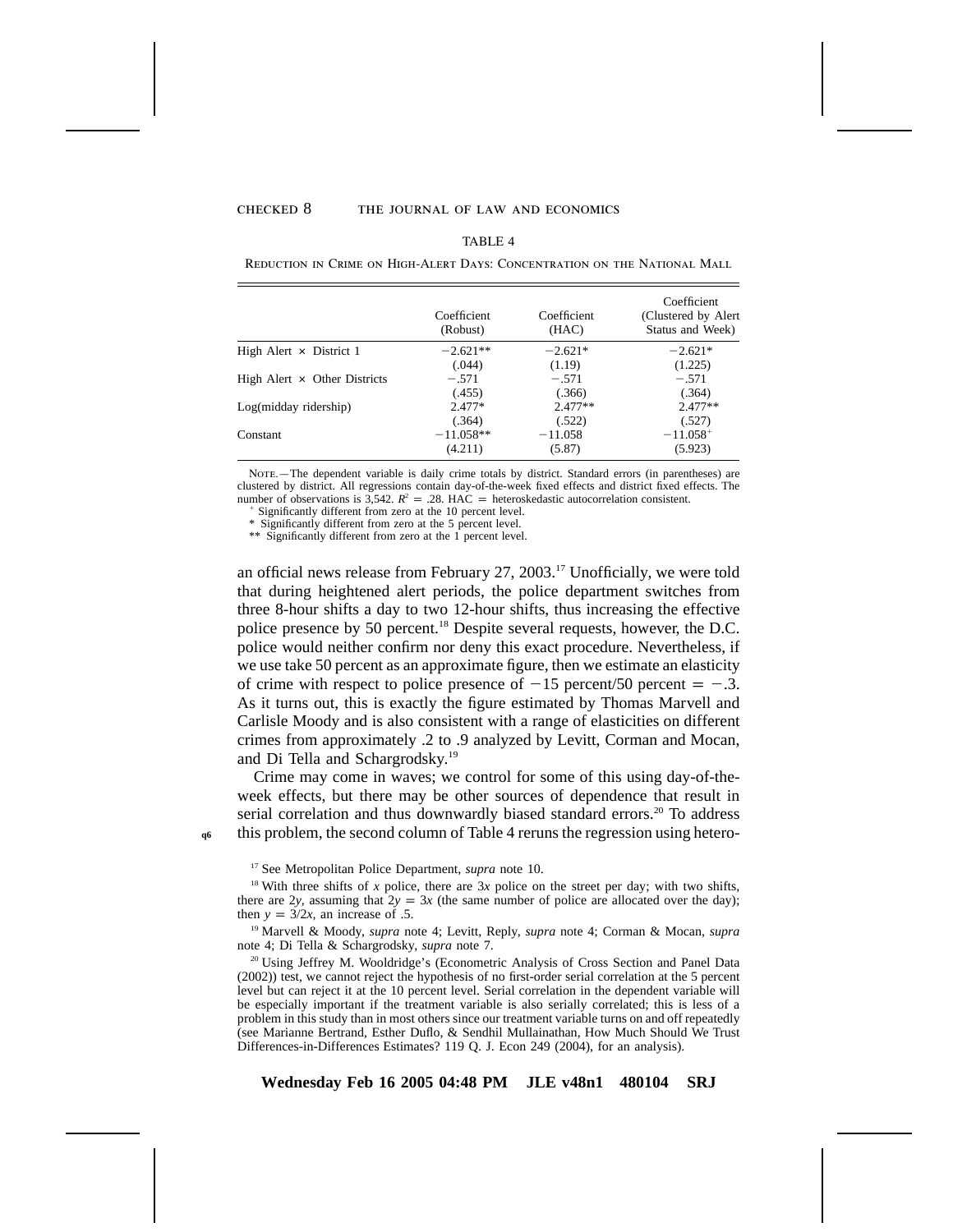TABLE 4

Reduction in Crime on High-Alert Days: Concentration on the National Mall

| | Coefficient (Robust) | Coefficient (HAC) | Coefficient (Clustered by Alert Status and Week) |
|---|---|---|---|
| High Alert × District 1 | −2.621** | −2.621* | −2.621* |
| | (.044) | (1.19) | (1.225) |
| High Alert × Other Districts | −.571 | −.571 | −.571 |
| | (.455) | (.366) | (.364) |
| Log(midday ridership) | 2.477* | 2.477** | 2.477** |
| | (.364) | (.522) | (.527) |
| Constant | −11.058** | −11.058 | −11.058+ |
| | (4.211) | (5.87) | (5.923) |

Note.—The dependent variable is daily crime totals by district. Standard errors (in parentheses) are clustered by district. All regressions contain day-of-the-week fixed effects and district fixed effects. The number of observations is 3,542. $R^2$ = .28. HAC = heteroskedastic autocorrelation consistent.

+ Significantly different from zero at the 10 percent level.

\* Significantly different from zero at the 5 percent level.

\*\* Significantly different from zero at the 1 percent level.

an official news release from February 27, 2003.[17] Unofficially, we were told that during heightened alert periods, the police department switches from three 8-hour shifts a day to two 12-hour shifts, thus increasing the effective police presence by 50 percent.[18] Despite several requests, however, the D.C. police would neither confirm nor deny this exact procedure. Nevertheless, if we use take 50 percent as an approximate figure, then we estimate an elasticity of crime with respect to police presence of −15 percent/50 percent = −.3. As it turns out, this is exactly the figure estimated by Thomas Marvell and Carlisle Moody and is also consistent with a range of elasticities on different crimes from approximately .2 to .9 analyzed by Levitt, Corman and Mocan, and Di Tella and Schargrodsky.[19]

Crime may come in waves; we control for some of this using day-of-the-week effects, but there may be other sources of dependence that result in serial correlation and thus downwardly biased standard errors.[20] To address this problem, the second column of Table 4 reruns the regression using hetero-

[17] See Metropolitan Police Department, *supra* note 10.

[18] With three shifts of $x$ police, there are $3x$ police on the street per day; with two shifts, there are $2y$, assuming that $2y = 3x$ (the same number of police are allocated over the day); then $y = 3/2x$, an increase of .5.

[19] Marvell & Moody, *supra* note 4; Levitt, Reply, *supra* note 4; Corman & Mocan, *supra* note 4; Di Tella & Schargrodsky, *supra* note 7.

[20] Using Jeffrey M. Wooldridge's (Econometric Analysis of Cross Section and Panel Data (2002)) test, we cannot reject the hypothesis of no first-order serial correlation at the 5 percent level but can reject it at the 10 percent level. Serial correlation in the dependent variable will be especially important if the treatment variable is also serially correlated; this is less of a problem in this study than in most others since our treatment variable turns on and off repeatedly (see Marianne Bertrand, Esther Duflo, & Sendhil Mullainathan, How Much Should We Trust Differences-in-Differences Estimates? 119 Q. J. Econ 249 (2004), for an analysis).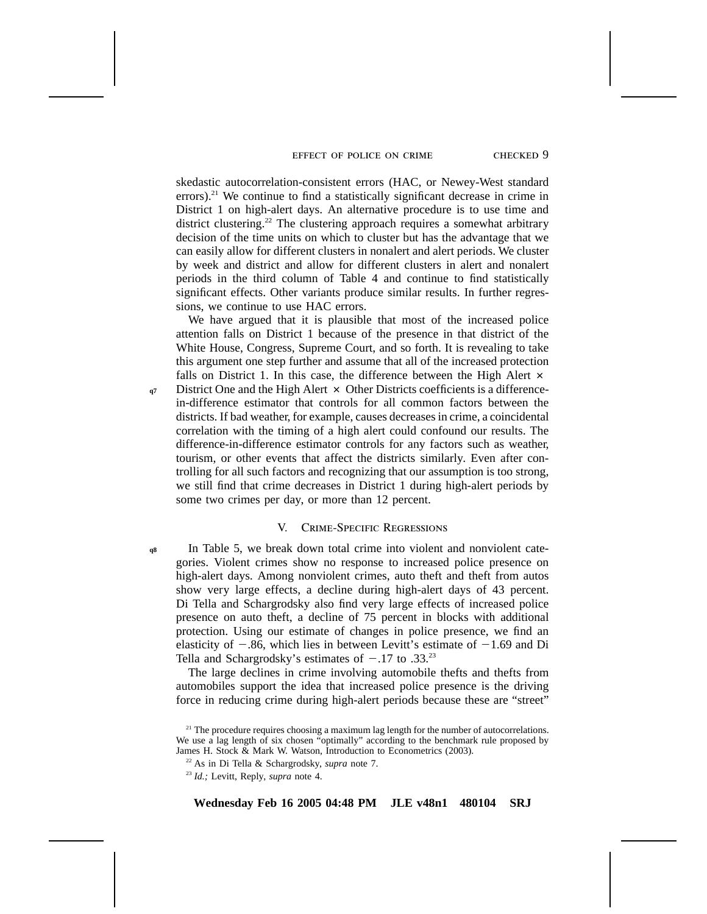skedastic autocorrelation-consistent errors (HAC, or Newey-West standard errors).[21] We continue to find a statistically significant decrease in crime in District 1 on high-alert days. An alternative procedure is to use time and district clustering.[22] The clustering approach requires a somewhat arbitrary decision of the time units on which to cluster but has the advantage that we can easily allow for different clusters in nonalert and alert periods. We cluster by week and district and allow for different clusters in alert and nonalert periods in the third column of Table 4 and continue to find statistically significant effects. Other variants produce similar results. In further regressions, we continue to use HAC errors.

We have argued that it is plausible that most of the increased police attention falls on District 1 because of the presence in that district of the White House, Congress, Supreme Court, and so forth. It is revealing to take this argument one step further and assume that all of the increased protection falls on District 1. In this case, the difference between the High Alert × District One and the High Alert × Other Districts coefficients is a difference-in-difference estimator that controls for all common factors between the districts. If bad weather, for example, causes decreases in crime, a coincidental correlation with the timing of a high alert could confound our results. The difference-in-difference estimator controls for any factors such as weather, tourism, or other events that affect the districts similarly. Even after controlling for all such factors and recognizing that our assumption is too strong, we still find that crime decreases in District 1 during high-alert periods by some two crimes per day, or more than 12 percent.

## V. Crime-Specific Regressions

In Table 5, we break down total crime into violent and nonviolent categories. Violent crimes show no response to increased police presence on high-alert days. Among nonviolent crimes, auto theft and theft from autos show very large effects, a decline during high-alert days of 43 percent. Di Tella and Schargrodsky also find very large effects of increased police presence on auto theft, a decline of 75 percent in blocks with additional protection. Using our estimate of changes in police presence, we find an elasticity of −.86, which lies in between Levitt's estimate of −1.69 and Di Tella and Schargrodsky's estimates of −.17 to .33.[23]

The large declines in crime involving automobile thefts and thefts from automobiles support the idea that increased police presence is the driving force in reducing crime during high-alert periods because these are "street"

[21] The procedure requires choosing a maximum lag length for the number of autocorrelations. We use a lag length of six chosen "optimally" according to the benchmark rule proposed by James H. Stock & Mark W. Watson, Introduction to Econometrics (2003).

[22] As in Di Tella & Schargrodsky, *supra* note 7.

[23] *Id.;* Levitt, Reply, *supra* note 4.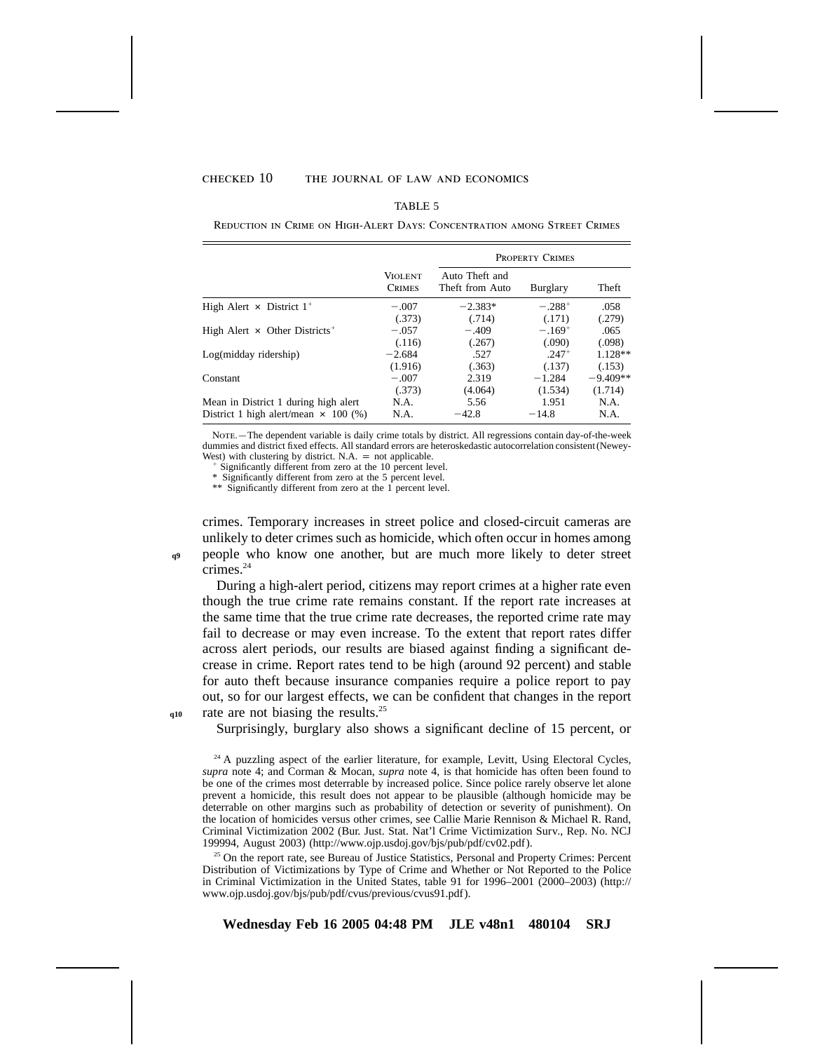TABLE 5

Reduction in Crime on High-Alert Days: Concentration among Street Crimes

| | Violent Crimes | Property Crimes | | |
|---|---|---|---|---|
| | | Auto Theft and Theft from Auto | Burglary | Theft |
| High Alert × District 1[+] | −.007 | −2.383* | −.288[+] | .058 |
| | (.373) | (.714) | (.171) | (.279) |
| High Alert × Other Districts[+] | −.057 | −.409 | −.169[+] | .065 |
| | (.116) | (.267) | (.090) | (.098) |
| Log(midday ridership) | −2.684 | .527 | .247[+] | 1.128** |
| | (1.916) | (.363) | (.137) | (.153) |
| Constant | −.007 | 2.319 | −1.284 | −9.409** |
| | (.373) | (4.064) | (1.534) | (1.714) |
| Mean in District 1 during high alert | N.A. | 5.56 | 1.951 | N.A. |
| District 1 high alert/mean × 100 (%) | N.A. | −42.8 | −14.8 | N.A. |

Note.—The dependent variable is daily crime totals by district. All regressions contain day-of-the-week dummies and district fixed effects. All standard errors are heteroskedastic autocorrelation consistent (Newey-West) with clustering by district. N.A. = not applicable.

[+] Significantly different from zero at the 10 percent level.

\* Significantly different from zero at the 5 percent level.

\*\* Significantly different from zero at the 1 percent level.

crimes. Temporary increases in street police and closed-circuit cameras are unlikely to deter crimes such as homicide, which often occur in homes among people who know one another, but are much more likely to deter street crimes.[24]

During a high-alert period, citizens may report crimes at a higher rate even though the true crime rate remains constant. If the report rate increases at the same time that the true crime rate decreases, the reported crime rate may fail to decrease or may even increase. To the extent that report rates differ across alert periods, our results are biased against finding a significant decrease in crime. Report rates tend to be high (around 92 percent) and stable for auto theft because insurance companies require a police report to pay out, so for our largest effects, we can be confident that changes in the report rate are not biasing the results.[25]

Surprisingly, burglary also shows a significant decline of 15 percent, or

[24] A puzzling aspect of the earlier literature, for example, Levitt, Using Electoral Cycles, *supra* note 4; and Corman & Mocan, *supra* note 4, is that homicide has often been found to be one of the crimes most deterrable by increased police. Since police rarely observe let alone prevent a homicide, this result does not appear to be plausible (although homicide may be deterrable on other margins such as probability of detection or severity of punishment). On the location of homicides versus other crimes, see Callie Marie Rennison & Michael R. Rand, Criminal Victimization 2002 (Bur. Just. Stat. Nat'l Crime Victimization Surv., Rep. No. NCJ 199994, August 2003) (http://www.ojp.usdoj.gov/bjs/pub/pdf/cv02.pdf).

[25] On the report rate, see Bureau of Justice Statistics, Personal and Property Crimes: Percent Distribution of Victimizations by Type of Crime and Whether or Not Reported to the Police in Criminal Victimization in the United States, table 91 for 1996–2001 (2000–2003) (http://www.ojp.usdoj.gov/bjs/pub/pdf/cvus/previous/cvus91.pdf).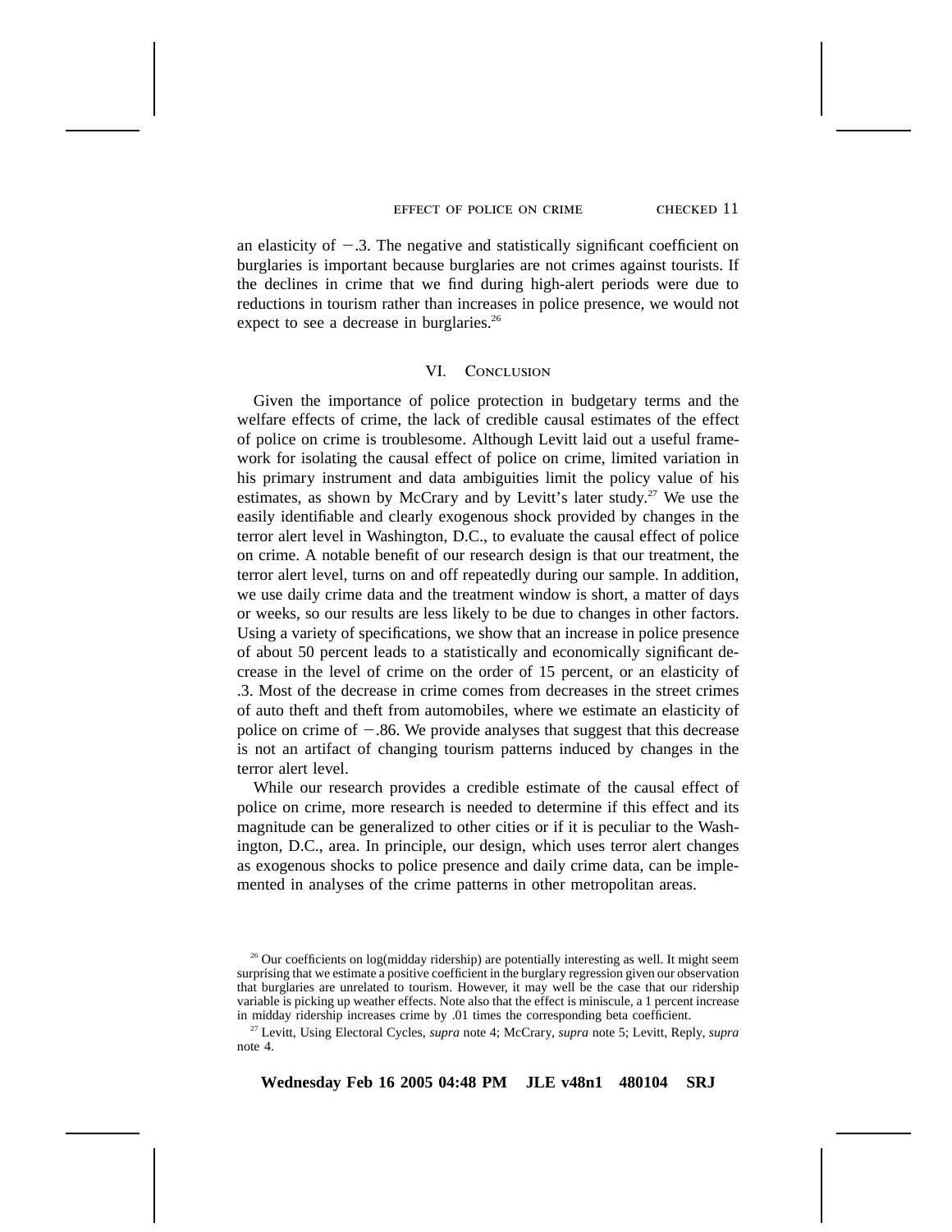an elasticity of −.3. The negative and statistically significant coefficient on burglaries is important because burglaries are not crimes against tourists. If the declines in crime that we find during high-alert periods were due to reductions in tourism rather than increases in police presence, we would not expect to see a decrease in burglaries.[26]

## VI. Conclusion

Given the importance of police protection in budgetary terms and the welfare effects of crime, the lack of credible causal estimates of the effect of police on crime is troublesome. Although Levitt laid out a useful framework for isolating the causal effect of police on crime, limited variation in his primary instrument and data ambiguities limit the policy value of his estimates, as shown by McCrary and by Levitt's later study.[27] We use the easily identifiable and clearly exogenous shock provided by changes in the terror alert level in Washington, D.C., to evaluate the causal effect of police on crime. A notable benefit of our research design is that our treatment, the terror alert level, turns on and off repeatedly during our sample. In addition, we use daily crime data and the treatment window is short, a matter of days or weeks, so our results are less likely to be due to changes in other factors. Using a variety of specifications, we show that an increase in police presence of about 50 percent leads to a statistically and economically significant decrease in the level of crime on the order of 15 percent, or an elasticity of .3. Most of the decrease in crime comes from decreases in the street crimes of auto theft and theft from automobiles, where we estimate an elasticity of police on crime of −.86. We provide analyses that suggest that this decrease is not an artifact of changing tourism patterns induced by changes in the terror alert level.

While our research provides a credible estimate of the causal effect of police on crime, more research is needed to determine if this effect and its magnitude can be generalized to other cities or if it is peculiar to the Washington, D.C., area. In principle, our design, which uses terror alert changes as exogenous shocks to police presence and daily crime data, can be implemented in analyses of the crime patterns in other metropolitan areas.

[26] Our coefficients on log(midday ridership) are potentially interesting as well. It might seem surprising that we estimate a positive coefficient in the burglary regression given our observation that burglaries are unrelated to tourism. However, it may well be the case that our ridership variable is picking up weather effects. Note also that the effect is miniscule, a 1 percent increase in midday ridership increases crime by .01 times the corresponding beta coefficient.

[27] Levitt, Using Electoral Cycles, *supra* note 4; McCrary, *supra* note 5; Levitt, Reply, *supra* note 4.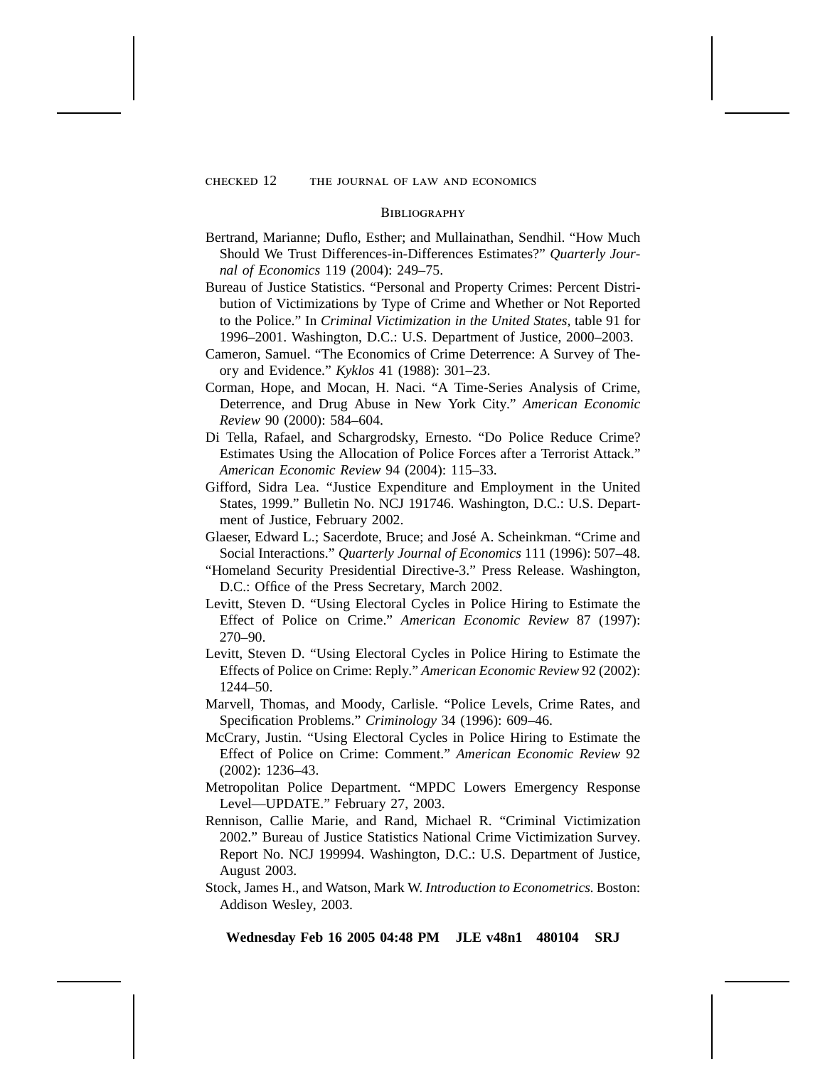## Bibliography

Bertrand, Marianne; Duflo, Esther; and Mullainathan, Sendhil. "How Much Should We Trust Differences-in-Differences Estimates?" *Quarterly Journal of Economics* 119 (2004): 249–75.

Bureau of Justice Statistics. "Personal and Property Crimes: Percent Distribution of Victimizations by Type of Crime and Whether or Not Reported to the Police." In *Criminal Victimization in the United States,* table 91 for 1996–2001. Washington, D.C.: U.S. Department of Justice, 2000–2003.

Cameron, Samuel. "The Economics of Crime Deterrence: A Survey of Theory and Evidence." *Kyklos* 41 (1988): 301–23.

Corman, Hope, and Mocan, H. Naci. "A Time-Series Analysis of Crime, Deterrence, and Drug Abuse in New York City." *American Economic Review* 90 (2000): 584–604.

Di Tella, Rafael, and Schargrodsky, Ernesto. "Do Police Reduce Crime? Estimates Using the Allocation of Police Forces after a Terrorist Attack." *American Economic Review* 94 (2004): 115–33.

Gifford, Sidra Lea. "Justice Expenditure and Employment in the United States, 1999." Bulletin No. NCJ 191746. Washington, D.C.: U.S. Department of Justice, February 2002.

Glaeser, Edward L.; Sacerdote, Bruce; and José A. Scheinkman. "Crime and Social Interactions." *Quarterly Journal of Economics* 111 (1996): 507–48.

"Homeland Security Presidential Directive-3." Press Release. Washington, D.C.: Office of the Press Secretary, March 2002.

Levitt, Steven D. "Using Electoral Cycles in Police Hiring to Estimate the Effect of Police on Crime." *American Economic Review* 87 (1997): 270–90.

Levitt, Steven D. "Using Electoral Cycles in Police Hiring to Estimate the Effects of Police on Crime: Reply." *American Economic Review* 92 (2002): 1244–50.

Marvell, Thomas, and Moody, Carlisle. "Police Levels, Crime Rates, and Specification Problems." *Criminology* 34 (1996): 609–46.

McCrary, Justin. "Using Electoral Cycles in Police Hiring to Estimate the Effect of Police on Crime: Comment." *American Economic Review* 92 (2002): 1236–43.

Metropolitan Police Department. "MPDC Lowers Emergency Response Level—UPDATE." February 27, 2003.

Rennison, Callie Marie, and Rand, Michael R. "Criminal Victimization 2002." Bureau of Justice Statistics National Crime Victimization Survey. Report No. NCJ 199994. Washington, D.C.: U.S. Department of Justice, August 2003.

Stock, James H., and Watson, Mark W. *Introduction to Econometrics.* Boston: Addison Wesley, 2003.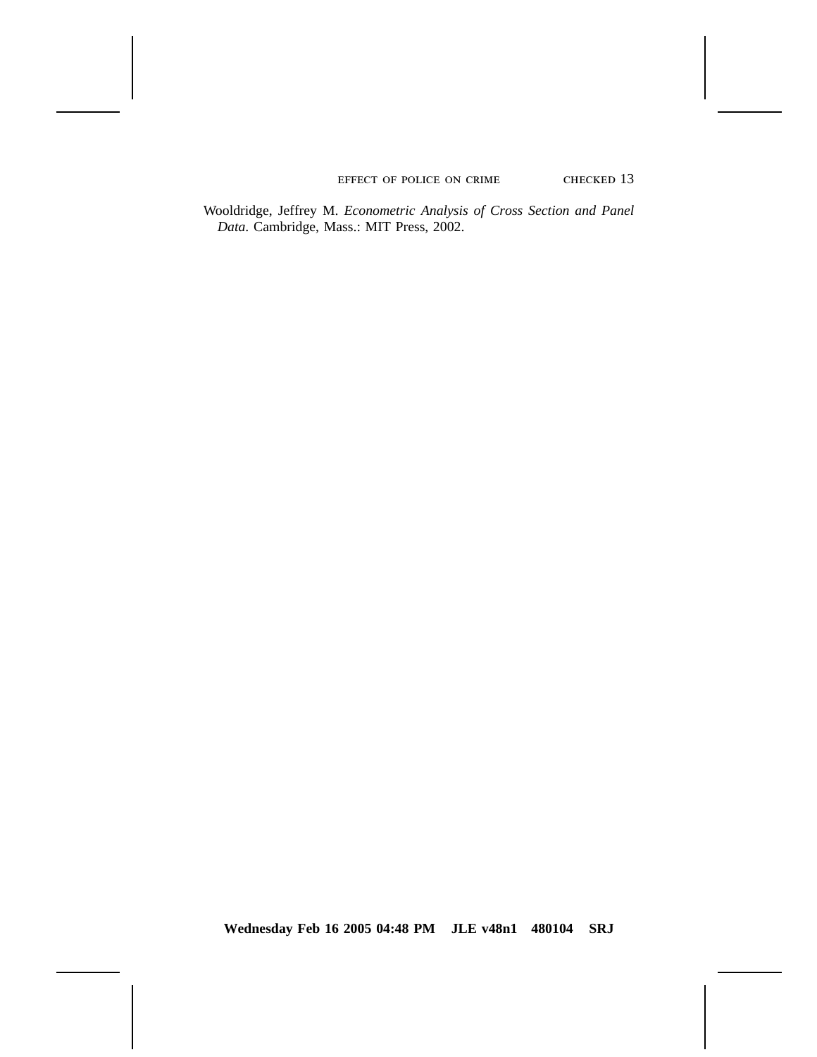Wooldridge, Jeffrey M. *Econometric Analysis of Cross Section and Panel Data*. Cambridge, Mass.: MIT Press, 2002.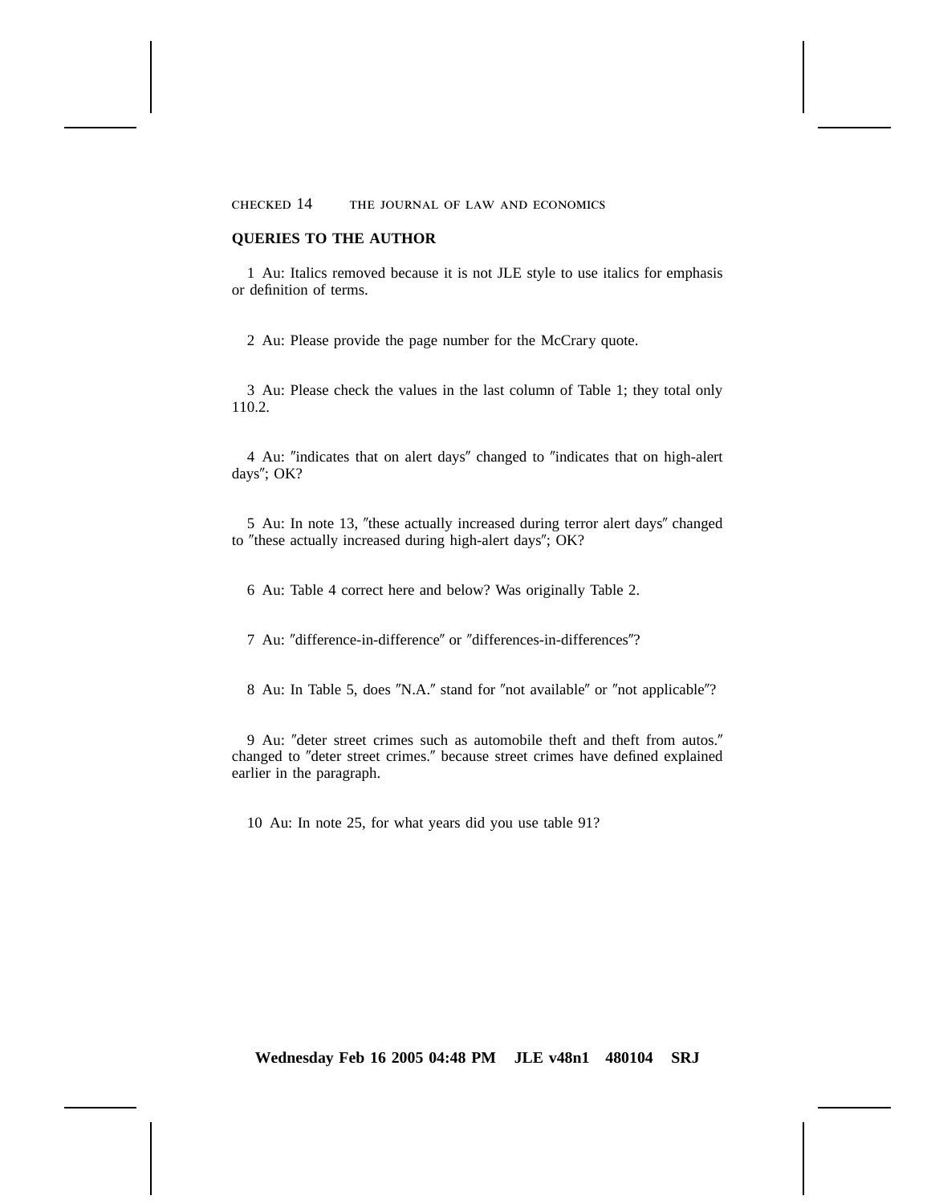**QUERIES TO THE AUTHOR**

1 Au: Italics removed because it is not JLE style to use italics for emphasis or definition of terms.

2 Au: Please provide the page number for the McCrary quote.

3 Au: Please check the values in the last column of Table 1; they total only 110.2.

4 Au: ″indicates that on alert days″ changed to ″indicates that on high-alert days″; OK?

5 Au: In note 13, ″these actually increased during terror alert days″ changed to ″these actually increased during high-alert days″; OK?

6 Au: Table 4 correct here and below? Was originally Table 2.

7 Au: ″difference-in-difference″ or ″differences-in-differences″?

8 Au: In Table 5, does ″N.A.″ stand for ″not available″ or ″not applicable″?

9 Au: ″deter street crimes such as automobile theft and theft from autos.″ changed to ″deter street crimes.″ because street crimes have defined explained earlier in the paragraph.

10 Au: In note 25, for what years did you use table 91?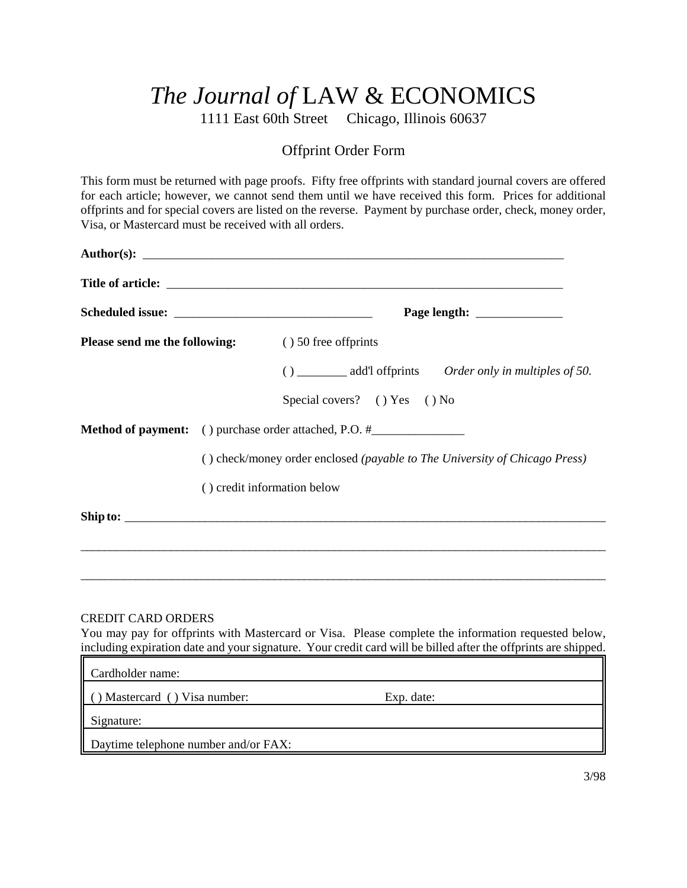# *The Journal of* LAW & ECONOMICS

1111 East 60th Street Chicago, Illinois 60637

## Offprint Order Form

This form must be returned with page proofs. Fifty free offprints with standard journal covers are offered for each article; however, we cannot send them until we have received this form. Prices for additional offprints and for special covers are listed on the reverse. Payment by purchase order, check, money order, Visa, or Mastercard must be received with all orders.

**Author(s):** ______________________________________________________________________

**Title of article:** __________________________________________________________________

**Scheduled issue:** _________________________________ **Page length:** ______________

**Please send me the following:** ( ) 50 free offprints

( ) ________ add'l offprints *Order only in multiples of 50.*

Special covers? ( ) Yes ( ) No

**Method of payment:** ( ) purchase order attached, P.O. #_______________

( ) check/money order enclosed *(payable to The University of Chicago Press)*

( ) credit information below

**Ship to:** ______________________________________________________________________

__________________________________________________________________________________

__________________________________________________________________________________

CREDIT CARD ORDERS

You may pay for offprints with Mastercard or Visa. Please complete the information requested below, including expiration date and your signature. Your credit card will be billed after the offprints are shipped.

| Cardholder name: | |
|---|---|
| ( ) Mastercard ( ) Visa number: | Exp. date: |
| Signature: | |
| Daytime telephone number and/or FAX: | |

3/98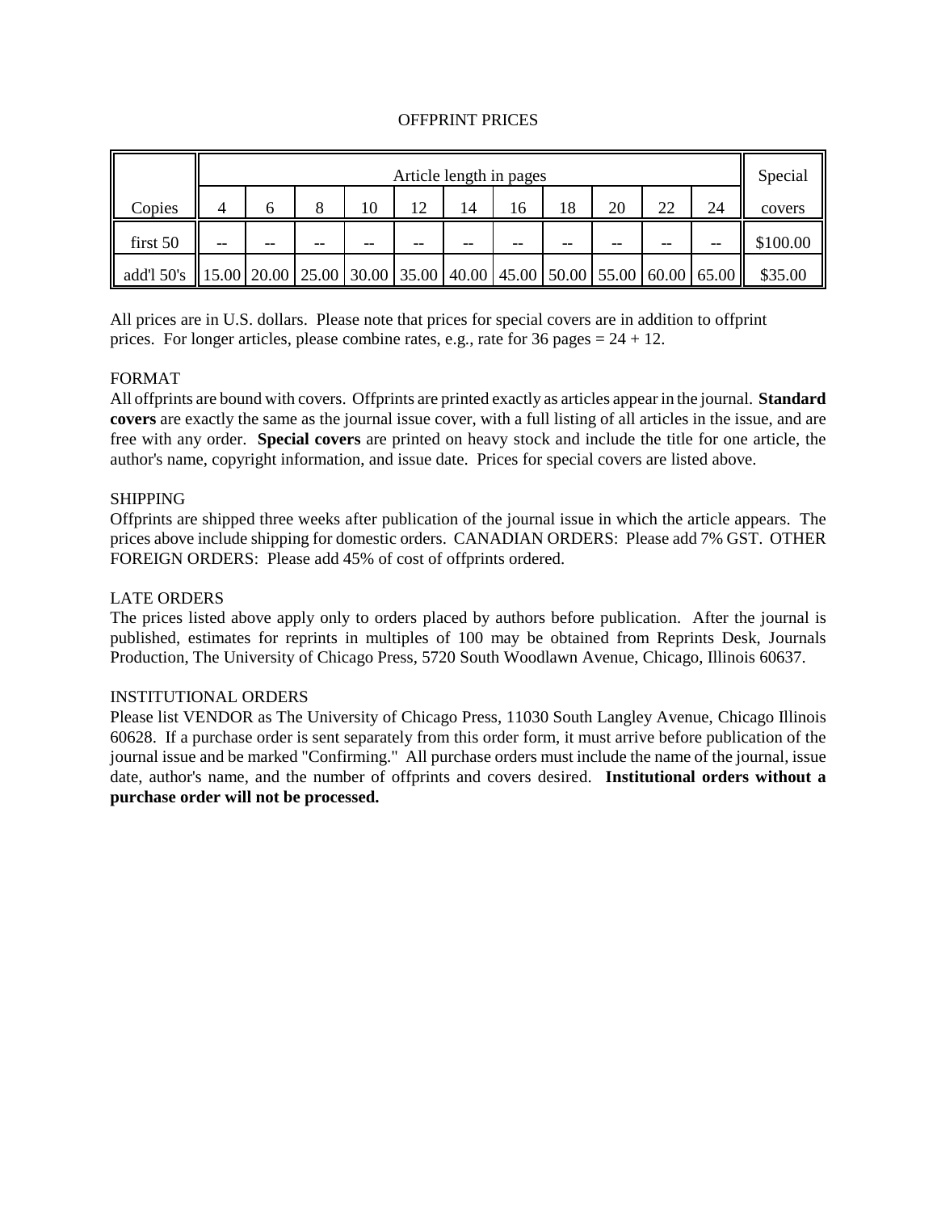OFFPRINT PRICES

| Copies | Article length in pages | | | | | | | | | | | Special covers |
|---|---|---|---|---|---|---|---|---|---|---|---|---|
| | 4 | 6 | 8 | 10 | 12 | 14 | 16 | 18 | 20 | 22 | 24 | |
| first 50 | -- | -- | -- | -- | -- | -- | -- | -- | -- | -- | -- | $100.00 |
| add'l 50's | 15.00 | 20.00 | 25.00 | 30.00 | 35.00 | 40.00 | 45.00 | 50.00 | 55.00 | 60.00 | 65.00 | $35.00 |

All prices are in U.S. dollars. Please note that prices for special covers are in addition to offprint prices. For longer articles, please combine rates, e.g., rate for 36 pages = 24 + 12.

FORMAT

All offprints are bound with covers. Offprints are printed exactly as articles appear in the journal. **Standard covers** are exactly the same as the journal issue cover, with a full listing of all articles in the issue, and are free with any order. **Special covers** are printed on heavy stock and include the title for one article, the author's name, copyright information, and issue date. Prices for special covers are listed above.

SHIPPING

Offprints are shipped three weeks after publication of the journal issue in which the article appears. The prices above include shipping for domestic orders. CANADIAN ORDERS: Please add 7% GST. OTHER FOREIGN ORDERS: Please add 45% of cost of offprints ordered.

LATE ORDERS

The prices listed above apply only to orders placed by authors before publication. After the journal is published, estimates for reprints in multiples of 100 may be obtained from Reprints Desk, Journals Production, The University of Chicago Press, 5720 South Woodlawn Avenue, Chicago, Illinois 60637.

INSTITUTIONAL ORDERS

Please list VENDOR as The University of Chicago Press, 11030 South Langley Avenue, Chicago Illinois 60628. If a purchase order is sent separately from this order form, it must arrive before publication of the journal issue and be marked "Confirming." All purchase orders must include the name of the journal, issue date, author's name, and the number of offprints and covers desired. **Institutional orders without a purchase order will not be processed.**